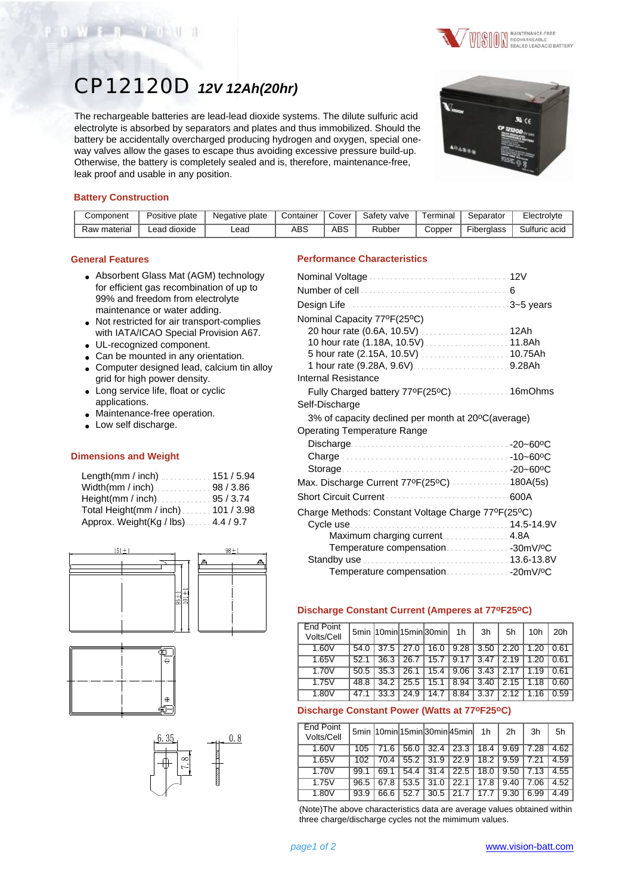# CP12120D *12V 12Ah(20hr)*

The rechargeable batteries are lead-lead dioxide systems. The dilute sulfuric acid electrolyte is absorbed by separators and plates and thus immobilized. Should the battery be accidentally overcharged producing hydrogen and oxygen, special one-way valves allow the gases to escape thus avoiding excessive pressure build-up. Otherwise, the battery is completely sealed and is, therefore, maintenance-free, leak proof and usable in any position.

## Battery Construction

| Component | Positive plate | Negative plate | Container | Cover | Safety valve | Terminal | Separator | Electrolyte |
|---|---|---|---|---|---|---|---|---|
| Raw material | Lead dioxide | Lead | ABS | ABS | Rubber | Copper | Fiberglass | Sulfuric acid |

## General Features

- Absorbent Glass Mat (AGM) technology for efficient gas recombination of up to 99% and freedom from electrolyte maintenance or water adding.
- Not restricted for air transport-complies with IATA/ICAO Special Provision A67.
- UL-recognized component.
- Can be mounted in any orientation.
- Computer designed lead, calcium tin alloy grid for high power density.
- Long service life, float or cyclic applications.
- Maintenance-free operation.
- Low self discharge.

## Dimensions and Weight

Length(mm / inch) ............ 151 / 5.94
Width(mm / inch) ............ 98 / 3.86
Height(mm / inch) ............ 95 / 3.74
Total Height(mm / inch) ........ 101 / 3.98
Approx. Weight(Kg / lbs) ....... 4.4 / 9.7

## Performance Characteristics

Nominal Voltage ........................ 12V
Number of cell ........................ 6
Design Life ........................ 3~5 years

Nominal Capacity 77ºF(25ºC)
- 20 hour rate (0.6A, 10.5V) ............ 12Ah
- 10 hour rate (1.18A, 10.5V) ............ 11.8Ah
- 5 hour rate (2.15A, 10.5V) ............ 10.75Ah
- 1 hour rate (9.28A, 9.6V) ............ 9.28Ah

Internal Resistance
- Fully Charged battery 77ºF(25ºC) ............ 16mOhms

Self-Discharge
- 3% of capacity declined per month at 20ºC(average)

Operating Temperature Range
- Discharge ............ -20~60ºC
- Charge ............ -10~60ºC
- Storage ............ -20~60ºC

Max. Discharge Current 77ºF(25ºC) ............ 180A(5s)

Short Circuit Current ............ 600A

Charge Methods: Constant Voltage Charge 77ºF(25ºC)
- Cycle use ............ 14.5-14.9V
  - Maximum charging current ............ 4.8A
  - Temperature compensation ............ -30mV/ºC
- Standby use ............ 13.6-13.8V
  - Temperature compensation ............ -20mV/ºC

## Discharge Constant Current (Amperes at 77ºF25ºC)

| End Point Volts/Cell | 5min | 10min | 15min | 30min | 1h | 3h | 5h | 10h | 20h |
|---|---|---|---|---|---|---|---|---|---|
| 1.60V | 54.0 | 37.5 | 27.0 | 16.0 | 9.28 | 3.50 | 2.20 | 1.20 | 0.61 |
| 1.65V | 52.1 | 36.3 | 26.7 | 15.7 | 9.17 | 3.47 | 2.19 | 1.20 | 0.61 |
| 1.70V | 50.5 | 35.3 | 26.1 | 15.4 | 9.06 | 3.43 | 2.17 | 1.19 | 0.61 |
| 1.75V | 48.8 | 34.2 | 25.5 | 15.1 | 8.94 | 3.40 | 2.15 | 1.18 | 0.60 |
| 1.80V | 47.1 | 33.3 | 24.9 | 14.7 | 8.84 | 3.37 | 2.12 | 1.16 | 0.59 |

## Discharge Constant Power (Watts at 77ºF25ºC)

| End Point Volts/Cell | 5min | 10min | 15min | 30min | 45min | 1h | 2h | 3h | 5h |
|---|---|---|---|---|---|---|---|---|---|
| 1.60V | 105 | 71.6 | 56.0 | 32.4 | 23.3 | 18.4 | 9.69 | 7.28 | 4.62 |
| 1.65V | 102 | 70.4 | 55.2 | 31.9 | 22.9 | 18.2 | 9.59 | 7.21 | 4.59 |
| 1.70V | 99.1 | 69.1 | 54.4 | 31.4 | 22.5 | 18.0 | 9.50 | 7.13 | 4.55 |
| 1.75V | 96.5 | 67.8 | 53.5 | 31.0 | 22.1 | 17.8 | 9.40 | 7.06 | 4.52 |
| 1.80V | 93.9 | 66.6 | 52.7 | 30.5 | 21.7 | 17.7 | 9.30 | 6.99 | 4.49 |

(Note)The above characteristics data are average values obtained within three charge/discharge cycles not the mimimum values.

www.vision-batt.com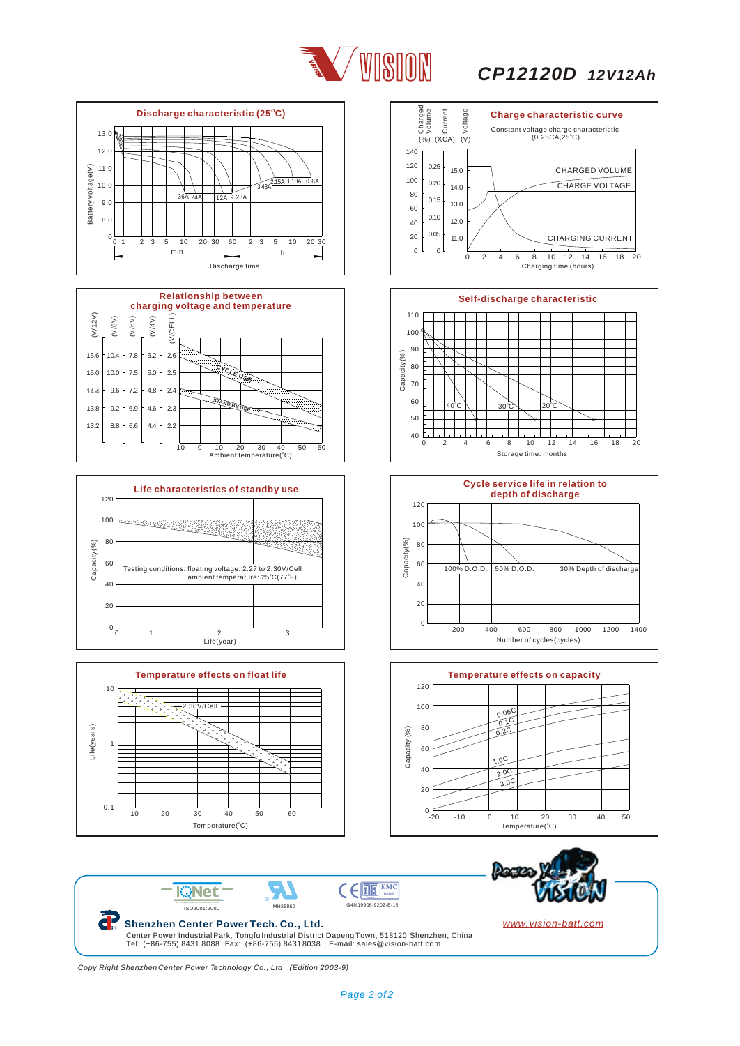# CP12120D 12V12Ah

## Discharge characteristic (25°C)

Battery voltage(V)

13.0
12.0
11.0
10.0
9.0
8.0
0

36A 24A
12A 9.28A
3.43A
2.15A 1.18A 0.6A

0 1 2 3 5 10 20 30 60 2 3 5 10 20 30

min h

Discharge time

## Charge characteristic curve

Constant voltage charge characteristic (0.25CA,25°C)

Charged Volume (%) Current (XCA) Voltage (V)

140
120 0.25
100 0.20 15.0
80 0.15 14.0
60 0.10 13.0
40 0.05 12.0
20 11.0
0 0

CHARGED VOLUME
CHARGE VOLTAGE
CHARGING CURRENT

0 2 4 6 8 10 12 14 16 18 20

Charging time (hours)

## Relationship between charging voltage and temperature

(V/12V) (V/8V) (V/6V) (V/4V) (V/CELL)

15.6 10.4 7.8 5.2 2.6
15.0 10.0 7.5 5.0 2.5
14.4 9.6 7.2 4.8 2.4
13.8 9.2 6.9 4.6 2.3
13.2 8.8 6.6 4.4 2.2

CYCLE USE
STAND BY USE

-10 0 10 20 30 40 50 60

Ambient temperature(°C)

## Self-discharge characteristic

Capacity(%)

110
100
90
80
70
60
50
40

40°C 30°C 20°C

0 2 4 6 8 10 12 14 16 18 20

Storage time: months

## Life characteristics of standby use

Capacity(%)

120
100
80
60
40
20
0

Testing conditions: floating voltage: 2.27 to 2.30V/Cell
ambient temperature: 25°C(77°F)

0 1 2 3

Life(year)

## Cycle service life in relation to depth of discharge

Capacity(%)

120
100
80
60
40
20
0

100% D.O.D. 50% D.O.D. 30% Depth of discharge

200 400 600 800 1000 1200 1400

Number of cycles(cycles)

## Temperature effects on float life

Life(years)

10
1
0.1

2.30V/Cell

10 20 30 40 50 60

Temperature(°C)

## Temperature effects on capacity

Capacity (%)

120
100
80
60
40
20
0

0.05C
0.1C
0.2C
1.0C
2.0C
3.0C

-20 -10 0 10 20 30 40 50

Temperature(°C)

IQNet ISO9001:2000 MH25860 G4M19906-9202-E-16

Power Your VISION

**Shenzhen Center Power Tech. Co., Ltd.**

Center Power Industrial Park, Tongfu Industrial District Dapeng Town, 518120 Shenzhen, China
Tel: (+86-755) 8431 8088 Fax: (+86-755) 8431 8038 E-mail: sales@vision-batt.com

*www.vision-batt.com*

*Copy Right Shenzhen Center Power Technology Co., Ltd (Edition 2003-9)*